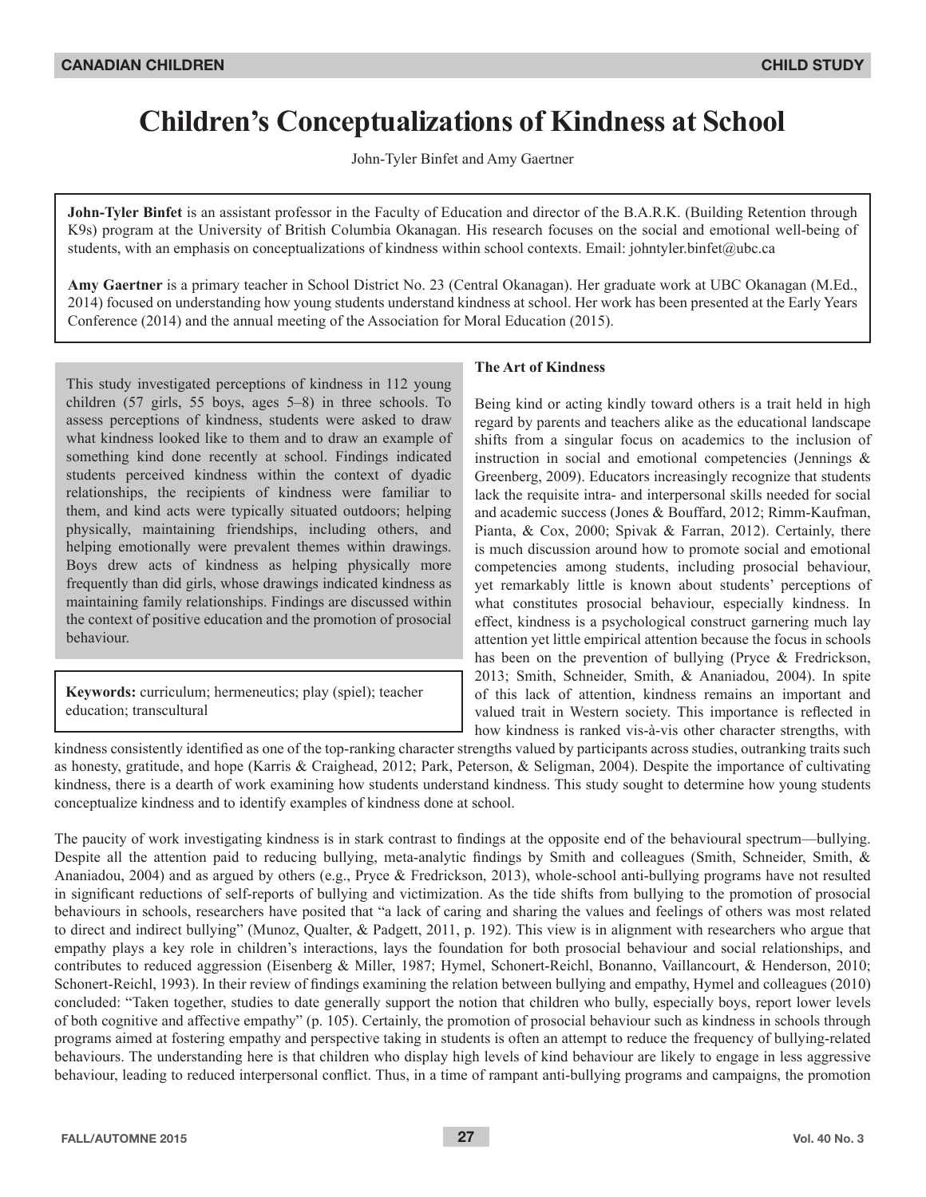# Children's Conceptualizations of Kindness at School

John-Tyler Binfet and Amy Gaertner

**John-Tyler Binfet** is an assistant professor in the Faculty of Education and director of the B.A.R.K. (Building Retention through K9s) program at the University of British Columbia Okanagan. His research focuses on the social and emotional well-being of students, with an emphasis on conceptualizations of kindness within school contexts. Email: johntyler.binfet@ubc.ca

**Amy Gaertner** is a primary teacher in School District No. 23 (Central Okanagan). Her graduate work at UBC Okanagan (M.Ed., 2014) focused on understanding how young students understand kindness at school. Her work has been presented at the Early Years Conference (2014) and the annual meeting of the Association for Moral Education (2015).

This study investigated perceptions of kindness in 112 young children (57 girls, 55 boys, ages 5–8) in three schools. To assess perceptions of kindness, students were asked to draw what kindness looked like to them and to draw an example of something kind done recently at school. Findings indicated students perceived kindness within the context of dyadic relationships, the recipients of kindness were familiar to them, and kind acts were typically situated outdoors; helping physically, maintaining friendships, including others, and helping emotionally were prevalent themes within drawings. Boys drew acts of kindness as helping physically more frequently than did girls, whose drawings indicated kindness as maintaining family relationships. Findings are discussed within the context of positive education and the promotion of prosocial behaviour.

**Keywords:** curriculum; hermeneutics; play (spiel); teacher education; transcultural

## The Art of Kindness

Being kind or acting kindly toward others is a trait held in high regard by parents and teachers alike as the educational landscape shifts from a singular focus on academics to the inclusion of instruction in social and emotional competencies (Jennings & Greenberg, 2009). Educators increasingly recognize that students lack the requisite intra- and interpersonal skills needed for social and academic success (Jones & Bouffard, 2012; Rimm-Kaufman, Pianta, & Cox, 2000; Spivak & Farran, 2012). Certainly, there is much discussion around how to promote social and emotional competencies among students, including prosocial behaviour, yet remarkably little is known about students' perceptions of what constitutes prosocial behaviour, especially kindness. In effect, kindness is a psychological construct garnering much lay attention yet little empirical attention because the focus in schools has been on the prevention of bullying (Pryce & Fredrickson, 2013; Smith, Schneider, Smith, & Ananiadou, 2004). In spite of this lack of attention, kindness remains an important and valued trait in Western society. This importance is reflected in how kindness is ranked vis-à-vis other character strengths, with kindness consistently identified as one of the top-ranking character strengths valued by participants across studies, outranking traits such as honesty, gratitude, and hope (Karris & Craighead, 2012; Park, Peterson, & Seligman, 2004). Despite the importance of cultivating kindness, there is a dearth of work examining how students understand kindness. This study sought to determine how young students conceptualize kindness and to identify examples of kindness done at school.

The paucity of work investigating kindness is in stark contrast to findings at the opposite end of the behavioural spectrum—bullying. Despite all the attention paid to reducing bullying, meta-analytic findings by Smith and colleagues (Smith, Schneider, Smith, & Ananiadou, 2004) and as argued by others (e.g., Pryce & Fredrickson, 2013), whole-school anti-bullying programs have not resulted in significant reductions of self-reports of bullying and victimization. As the tide shifts from bullying to the promotion of prosocial behaviours in schools, researchers have posited that "a lack of caring and sharing the values and feelings of others was most related to direct and indirect bullying" (Munoz, Qualter, & Padgett, 2011, p. 192). This view is in alignment with researchers who argue that empathy plays a key role in children's interactions, lays the foundation for both prosocial behaviour and social relationships, and contributes to reduced aggression (Eisenberg & Miller, 1987; Hymel, Schonert-Reichl, Bonanno, Vaillancourt, & Henderson, 2010; Schonert-Reichl, 1993). In their review of findings examining the relation between bullying and empathy, Hymel and colleagues (2010) concluded: "Taken together, studies to date generally support the notion that children who bully, especially boys, report lower levels of both cognitive and affective empathy" (p. 105). Certainly, the promotion of prosocial behaviour such as kindness in schools through programs aimed at fostering empathy and perspective taking in students is often an attempt to reduce the frequency of bullying-related behaviours. The understanding here is that children who display high levels of kind behaviour are likely to engage in less aggressive behaviour, leading to reduced interpersonal conflict. Thus, in a time of rampant anti-bullying programs and campaigns, the promotion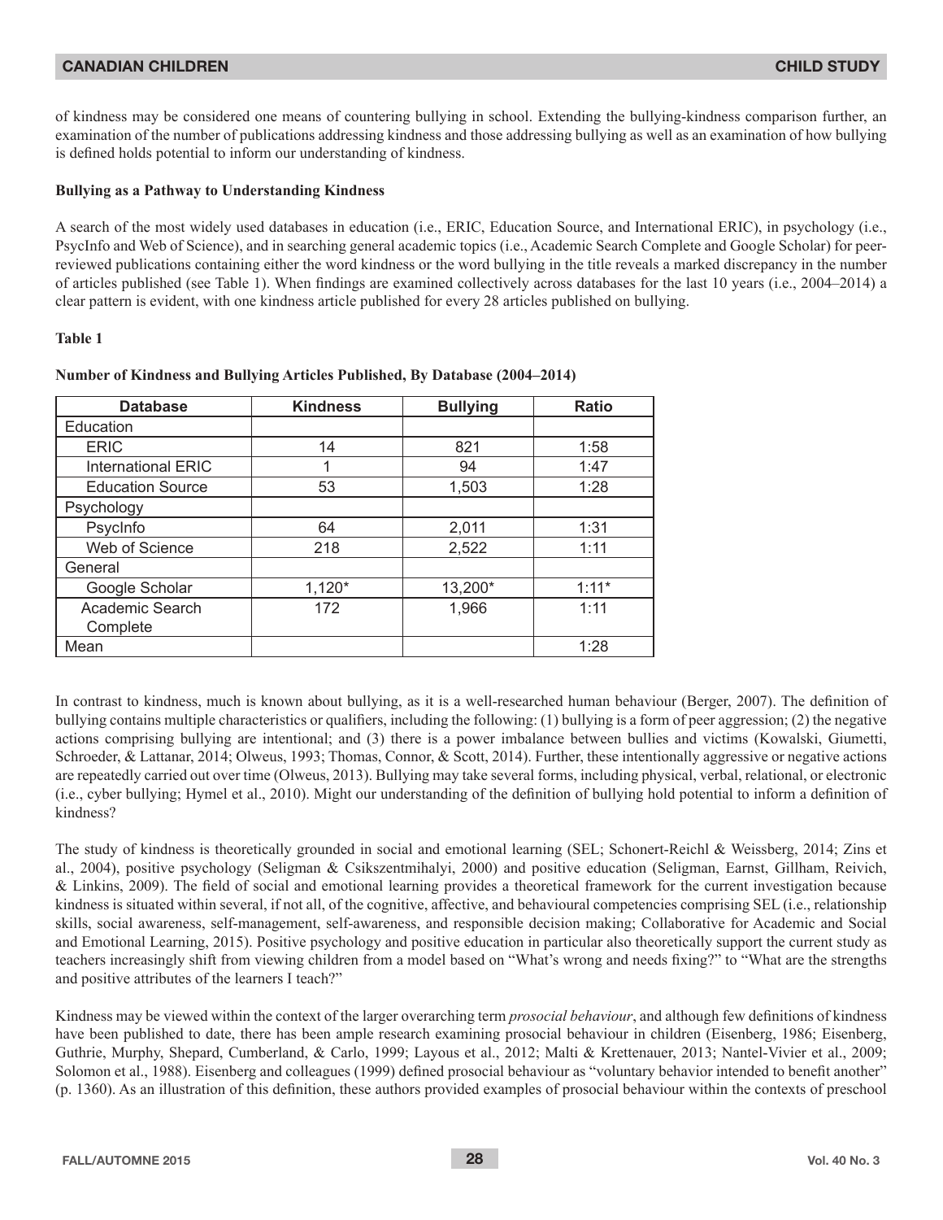of kindness may be considered one means of countering bullying in school. Extending the bullying-kindness comparison further, an examination of the number of publications addressing kindness and those addressing bullying as well as an examination of how bullying is defined holds potential to inform our understanding of kindness.

**Bullying as a Pathway to Understanding Kindness**

A search of the most widely used databases in education (i.e., ERIC, Education Source, and International ERIC), in psychology (i.e., PsycInfo and Web of Science), and in searching general academic topics (i.e., Academic Search Complete and Google Scholar) for peer-reviewed publications containing either the word kindness or the word bullying in the title reveals a marked discrepancy in the number of articles published (see Table 1). When findings are examined collectively across databases for the last 10 years (i.e., 2004–2014) a clear pattern is evident, with one kindness article published for every 28 articles published on bullying.

**Table 1**

**Number of Kindness and Bullying Articles Published, By Database (2004–2014)**

| Database | Kindness | Bullying | Ratio |
|---|---|---|---|
| Education | | | |
| ERIC | 14 | 821 | 1:58 |
| International ERIC | 1 | 94 | 1:47 |
| Education Source | 53 | 1,503 | 1:28 |
| Psychology | | | |
| PsycInfo | 64 | 2,011 | 1:31 |
| Web of Science | 218 | 2,522 | 1:11 |
| General | | | |
| Google Scholar | 1,120* | 13,200* | 1:11* |
| Academic Search Complete | 172 | 1,966 | 1:11 |
| Mean | | | 1:28 |

In contrast to kindness, much is known about bullying, as it is a well-researched human behaviour (Berger, 2007). The definition of bullying contains multiple characteristics or qualifiers, including the following: (1) bullying is a form of peer aggression; (2) the negative actions comprising bullying are intentional; and (3) there is a power imbalance between bullies and victims (Kowalski, Giumetti, Schroeder, & Lattanar, 2014; Olweus, 1993; Thomas, Connor, & Scott, 2014). Further, these intentionally aggressive or negative actions are repeatedly carried out over time (Olweus, 2013). Bullying may take several forms, including physical, verbal, relational, or electronic (i.e., cyber bullying; Hymel et al., 2010). Might our understanding of the definition of bullying hold potential to inform a definition of kindness?

The study of kindness is theoretically grounded in social and emotional learning (SEL; Schonert-Reichl & Weissberg, 2014; Zins et al., 2004), positive psychology (Seligman & Csikszentmihalyi, 2000) and positive education (Seligman, Earnst, Gillham, Reivich, & Linkins, 2009). The field of social and emotional learning provides a theoretical framework for the current investigation because kindness is situated within several, if not all, of the cognitive, affective, and behavioural competencies comprising SEL (i.e., relationship skills, social awareness, self-management, self-awareness, and responsible decision making; Collaborative for Academic and Social and Emotional Learning, 2015). Positive psychology and positive education in particular also theoretically support the current study as teachers increasingly shift from viewing children from a model based on "What's wrong and needs fixing?" to "What are the strengths and positive attributes of the learners I teach?"

Kindness may be viewed within the context of the larger overarching term *prosocial behaviour*, and although few definitions of kindness have been published to date, there has been ample research examining prosocial behaviour in children (Eisenberg, 1986; Eisenberg, Guthrie, Murphy, Shepard, Cumberland, & Carlo, 1999; Layous et al., 2012; Malti & Krettenauer, 2013; Nantel-Vivier et al., 2009; Solomon et al., 1988). Eisenberg and colleagues (1999) defined prosocial behaviour as "voluntary behavior intended to benefit another" (p. 1360). As an illustration of this definition, these authors provided examples of prosocial behaviour within the contexts of preschool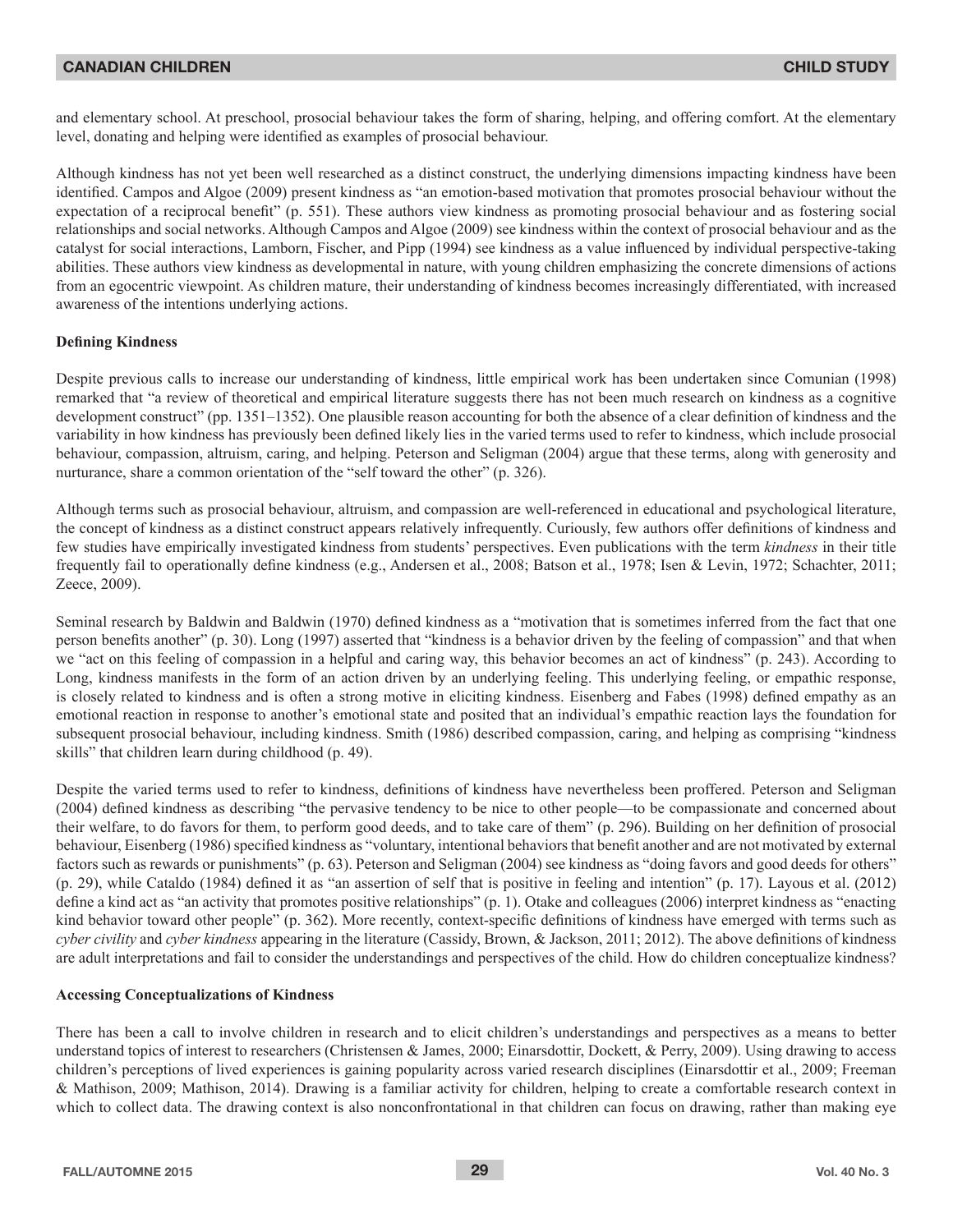and elementary school. At preschool, prosocial behaviour takes the form of sharing, helping, and offering comfort. At the elementary level, donating and helping were identified as examples of prosocial behaviour.

Although kindness has not yet been well researched as a distinct construct, the underlying dimensions impacting kindness have been identified. Campos and Algoe (2009) present kindness as "an emotion-based motivation that promotes prosocial behaviour without the expectation of a reciprocal benefit" (p. 551). These authors view kindness as promoting prosocial behaviour and as fostering social relationships and social networks. Although Campos and Algoe (2009) see kindness within the context of prosocial behaviour and as the catalyst for social interactions, Lamborn, Fischer, and Pipp (1994) see kindness as a value influenced by individual perspective-taking abilities. These authors view kindness as developmental in nature, with young children emphasizing the concrete dimensions of actions from an egocentric viewpoint. As children mature, their understanding of kindness becomes increasingly differentiated, with increased awareness of the intentions underlying actions.

**Defining Kindness**

Despite previous calls to increase our understanding of kindness, little empirical work has been undertaken since Comunian (1998) remarked that "a review of theoretical and empirical literature suggests there has not been much research on kindness as a cognitive development construct" (pp. 1351–1352). One plausible reason accounting for both the absence of a clear definition of kindness and the variability in how kindness has previously been defined likely lies in the varied terms used to refer to kindness, which include prosocial behaviour, compassion, altruism, caring, and helping. Peterson and Seligman (2004) argue that these terms, along with generosity and nurturance, share a common orientation of the "self toward the other" (p. 326).

Although terms such as prosocial behaviour, altruism, and compassion are well-referenced in educational and psychological literature, the concept of kindness as a distinct construct appears relatively infrequently. Curiously, few authors offer definitions of kindness and few studies have empirically investigated kindness from students' perspectives. Even publications with the term *kindness* in their title frequently fail to operationally define kindness (e.g., Andersen et al., 2008; Batson et al., 1978; Isen & Levin, 1972; Schachter, 2011; Zeece, 2009).

Seminal research by Baldwin and Baldwin (1970) defined kindness as a "motivation that is sometimes inferred from the fact that one person benefits another" (p. 30). Long (1997) asserted that "kindness is a behavior driven by the feeling of compassion" and that when we "act on this feeling of compassion in a helpful and caring way, this behavior becomes an act of kindness" (p. 243). According to Long, kindness manifests in the form of an action driven by an underlying feeling. This underlying feeling, or empathic response, is closely related to kindness and is often a strong motive in eliciting kindness. Eisenberg and Fabes (1998) defined empathy as an emotional reaction in response to another's emotional state and posited that an individual's empathic reaction lays the foundation for subsequent prosocial behaviour, including kindness. Smith (1986) described compassion, caring, and helping as comprising "kindness skills" that children learn during childhood (p. 49).

Despite the varied terms used to refer to kindness, definitions of kindness have nevertheless been proffered. Peterson and Seligman (2004) defined kindness as describing "the pervasive tendency to be nice to other people—to be compassionate and concerned about their welfare, to do favors for them, to perform good deeds, and to take care of them" (p. 296). Building on her definition of prosocial behaviour, Eisenberg (1986) specified kindness as "voluntary, intentional behaviors that benefit another and are not motivated by external factors such as rewards or punishments" (p. 63). Peterson and Seligman (2004) see kindness as "doing favors and good deeds for others" (p. 29), while Cataldo (1984) defined it as "an assertion of self that is positive in feeling and intention" (p. 17). Layous et al. (2012) define a kind act as "an activity that promotes positive relationships" (p. 1). Otake and colleagues (2006) interpret kindness as "enacting kind behavior toward other people" (p. 362). More recently, context-specific definitions of kindness have emerged with terms such as *cyber civility* and *cyber kindness* appearing in the literature (Cassidy, Brown, & Jackson, 2011; 2012). The above definitions of kindness are adult interpretations and fail to consider the understandings and perspectives of the child. How do children conceptualize kindness?

**Accessing Conceptualizations of Kindness**

There has been a call to involve children in research and to elicit children's understandings and perspectives as a means to better understand topics of interest to researchers (Christensen & James, 2000; Einarsdottir, Dockett, & Perry, 2009). Using drawing to access children's perceptions of lived experiences is gaining popularity across varied research disciplines (Einarsdottir et al., 2009; Freeman & Mathison, 2009; Mathison, 2014). Drawing is a familiar activity for children, helping to create a comfortable research context in which to collect data. The drawing context is also nonconfrontational in that children can focus on drawing, rather than making eye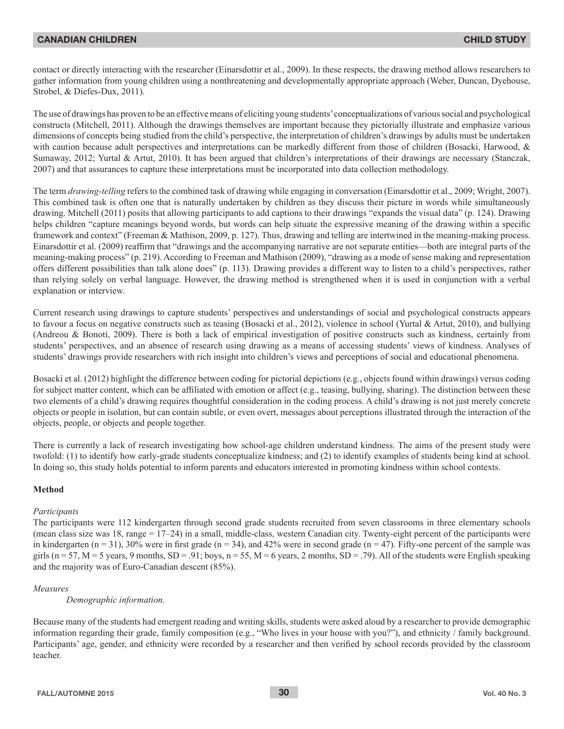contact or directly interacting with the researcher (Einarsdottir et al., 2009). In these respects, the drawing method allows researchers to gather information from young children using a nonthreatening and developmentally appropriate approach (Weber, Duncan, Dyehouse, Strobel, & Diefes-Dux, 2011).

The use of drawings has proven to be an effective means of eliciting young students' conceptualizations of various social and psychological constructs (Mitchell, 2011). Although the drawings themselves are important because they pictorially illustrate and emphasize various dimensions of concepts being studied from the child's perspective, the interpretation of children's drawings by adults must be undertaken with caution because adult perspectives and interpretations can be markedly different from those of children (Bosacki, Harwood, & Sumaway, 2012; Yurtal & Artut, 2010). It has been argued that children's interpretations of their drawings are necessary (Stanczak, 2007) and that assurances to capture these interpretations must be incorporated into data collection methodology.

The term *drawing-telling* refers to the combined task of drawing while engaging in conversation (Einarsdottir et al., 2009; Wright, 2007). This combined task is often one that is naturally undertaken by children as they discuss their picture in words while simultaneously drawing. Mitchell (2011) posits that allowing participants to add captions to their drawings "expands the visual data" (p. 124). Drawing helps children "capture meanings beyond words, but words can help situate the expressive meaning of the drawing within a specific framework and context" (Freeman & Mathison, 2009, p. 127). Thus, drawing and telling are intertwined in the meaning-making process. Einarsdottir et al. (2009) reaffirm that "drawings and the accompanying narrative are not separate entities—both are integral parts of the meaning-making process" (p. 219). According to Freeman and Mathison (2009), "drawing as a mode of sense making and representation offers different possibilities than talk alone does" (p. 113). Drawing provides a different way to listen to a child's perspectives, rather than relying solely on verbal language. However, the drawing method is strengthened when it is used in conjunction with a verbal explanation or interview.

Current research using drawings to capture students' perspectives and understandings of social and psychological constructs appears to favour a focus on negative constructs such as teasing (Bosacki et al., 2012), violence in school (Yurtal & Artut, 2010), and bullying (Andreou & Bonoti, 2009). There is both a lack of empirical investigation of positive constructs such as kindness, certainly from students' perspectives, and an absence of research using drawing as a means of accessing students' views of kindness. Analyses of students' drawings provide researchers with rich insight into children's views and perceptions of social and educational phenomena.

Bosacki et al. (2012) highlight the difference between coding for pictorial depictions (e.g., objects found within drawings) versus coding for subject matter content, which can be affiliated with emotion or affect (e.g., teasing, bullying, sharing). The distinction between these two elements of a child's drawing requires thoughtful consideration in the coding process. A child's drawing is not just merely concrete objects or people in isolation, but can contain subtle, or even overt, messages about perceptions illustrated through the interaction of the objects, people, or objects and people together.

There is currently a lack of research investigating how school-age children understand kindness. The aims of the present study were twofold: (1) to identify how early-grade students conceptualize kindness; and (2) to identify examples of students being kind at school. In doing so, this study holds potential to inform parents and educators interested in promoting kindness within school contexts.

## Method

### *Participants*

The participants were 112 kindergarten through second grade students recruited from seven classrooms in three elementary schools (mean class size was 18, range = 17–24) in a small, middle-class, western Canadian city. Twenty-eight percent of the participants were in kindergarten ($n = 31$), 30% were in first grade ($n = 34$), and 42% were in second grade ($n = 47$). Fifty-one percent of the sample was girls ($n = 57$, $M = 5$ years, 9 months, $SD = .91$; boys, $n = 55$, $M = 6$ years, 2 months, $SD = .79$). All of the students were English speaking and the majority was of Euro-Canadian descent (85%).

### *Measures*

*Demographic information.*

Because many of the students had emergent reading and writing skills, students were asked aloud by a researcher to provide demographic information regarding their grade, family composition (e.g., "Who lives in your house with you?"), and ethnicity / family background. Participants' age, gender, and ethnicity were recorded by a researcher and then verified by school records provided by the classroom teacher.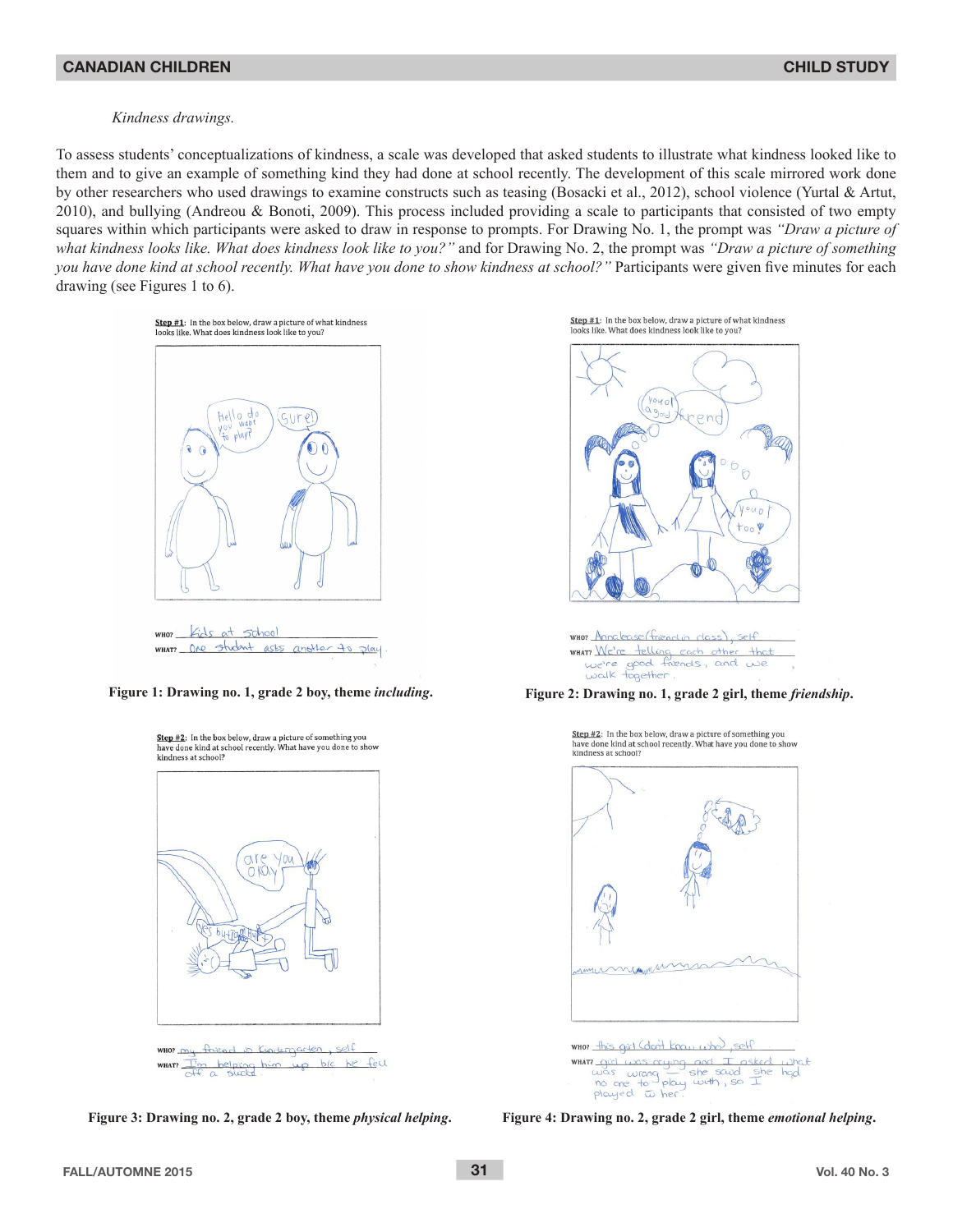*Kindness drawings.*

To assess students' conceptualizations of kindness, a scale was developed that asked students to illustrate what kindness looked like to them and to give an example of something kind they had done at school recently. The development of this scale mirrored work done by other researchers who used drawings to examine constructs such as teasing (Bosacki et al., 2012), school violence (Yurtal & Artut, 2010), and bullying (Andreou & Bonoti, 2009). This process included providing a scale to participants that consisted of two empty squares within which participants were asked to draw in response to prompts. For Drawing No. 1, the prompt was *"Draw a picture of what kindness looks like. What does kindness look like to you?"* and for Drawing No. 2, the prompt was *"Draw a picture of something you have done kind at school recently. What have you done to show kindness at school?"* Participants were given five minutes for each drawing (see Figures 1 to 6).

**Figure 1: Drawing no. 1, grade 2 boy, theme *including*.**

**Figure 2: Drawing no. 1, grade 2 girl, theme *friendship*.**

**Figure 3: Drawing no. 2, grade 2 boy, theme *physical helping*.**

**Figure 4: Drawing no. 2, grade 2 girl, theme *emotional helping*.**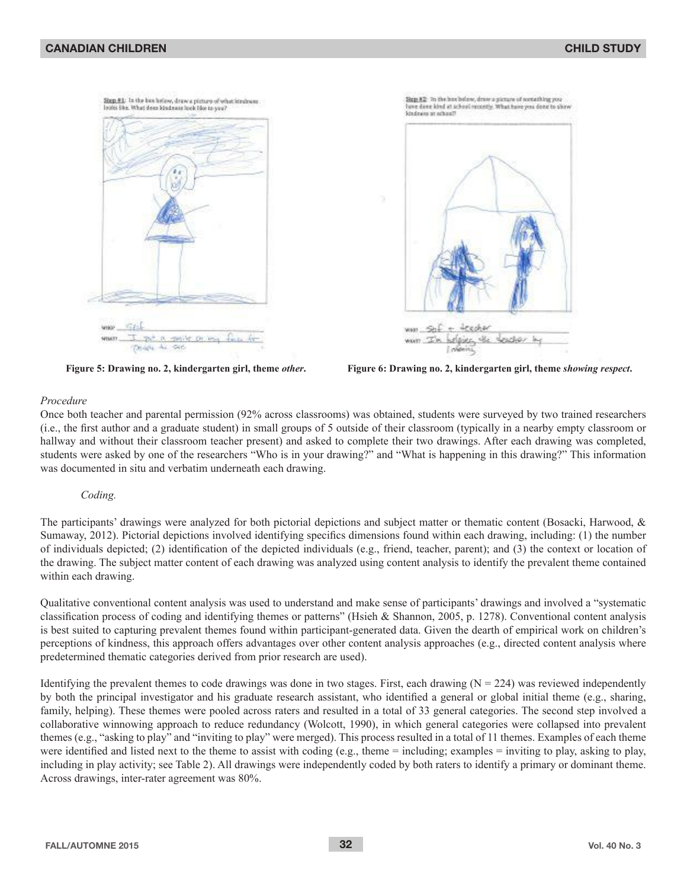Figure 5: Drawing no. 2, kindergarten girl, theme *other*.

Figure 6: Drawing no. 2, kindergarten girl, theme *showing respect*.

*Procedure*

Once both teacher and parental permission (92% across classrooms) was obtained, students were surveyed by two trained researchers (i.e., the first author and a graduate student) in small groups of 5 outside of their classroom (typically in a nearby empty classroom or hallway and without their classroom teacher present) and asked to complete their two drawings. After each drawing was completed, students were asked by one of the researchers "Who is in your drawing?" and "What is happening in this drawing?" This information was documented in situ and verbatim underneath each drawing.

*Coding.*

The participants' drawings were analyzed for both pictorial depictions and subject matter or thematic content (Bosacki, Harwood, & Sumaway, 2012). Pictorial depictions involved identifying specifics dimensions found within each drawing, including: (1) the number of individuals depicted; (2) identification of the depicted individuals (e.g., friend, teacher, parent); and (3) the context or location of the drawing. The subject matter content of each drawing was analyzed using content analysis to identify the prevalent theme contained within each drawing.

Qualitative conventional content analysis was used to understand and make sense of participants' drawings and involved a "systematic classification process of coding and identifying themes or patterns" (Hsieh & Shannon, 2005, p. 1278). Conventional content analysis is best suited to capturing prevalent themes found within participant-generated data. Given the dearth of empirical work on children's perceptions of kindness, this approach offers advantages over other content analysis approaches (e.g., directed content analysis where predetermined thematic categories derived from prior research are used).

Identifying the prevalent themes to code drawings was done in two stages. First, each drawing (N = 224) was reviewed independently by both the principal investigator and his graduate research assistant, who identified a general or global initial theme (e.g., sharing, family, helping). These themes were pooled across raters and resulted in a total of 33 general categories. The second step involved a collaborative winnowing approach to reduce redundancy (Wolcott, 1990), in which general categories were collapsed into prevalent themes (e.g., "asking to play" and "inviting to play" were merged). This process resulted in a total of 11 themes. Examples of each theme were identified and listed next to the theme to assist with coding (e.g., theme = including; examples = inviting to play, asking to play, including in play activity; see Table 2). All drawings were independently coded by both raters to identify a primary or dominant theme. Across drawings, inter-rater agreement was 80%.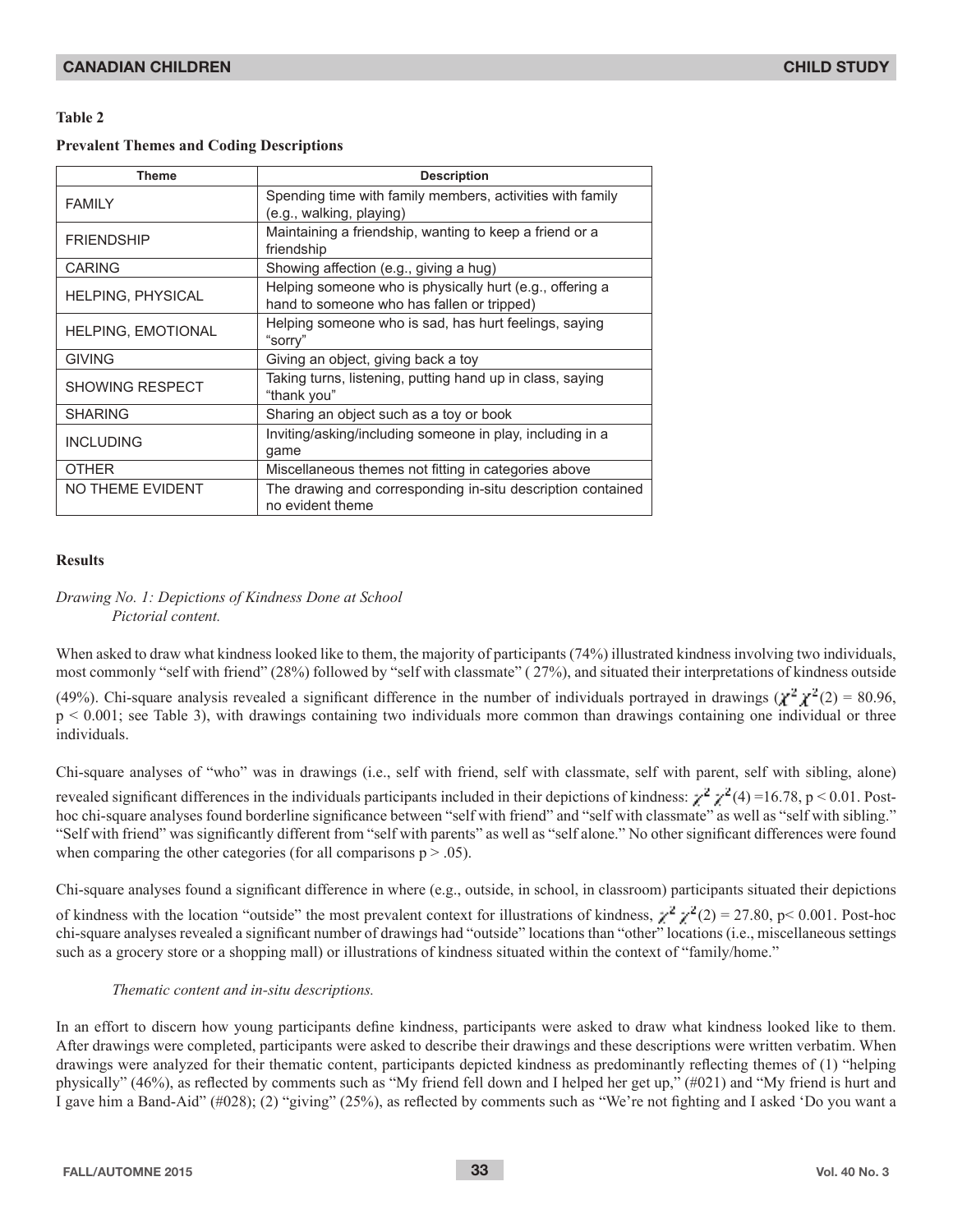**Table 2**

**Prevalent Themes and Coding Descriptions**

| Theme | Description |
|---|---|
| FAMILY | Spending time with family members, activities with family (e.g., walking, playing) |
| FRIENDSHIP | Maintaining a friendship, wanting to keep a friend or a friendship |
| CARING | Showing affection (e.g., giving a hug) |
| HELPING, PHYSICAL | Helping someone who is physically hurt (e.g., offering a hand to someone who has fallen or tripped) |
| HELPING, EMOTIONAL | Helping someone who is sad, has hurt feelings, saying "sorry" |
| GIVING | Giving an object, giving back a toy |
| SHOWING RESPECT | Taking turns, listening, putting hand up in class, saying "thank you" |
| SHARING | Sharing an object such as a toy or book |
| INCLUDING | Inviting/asking/including someone in play, including in a game |
| OTHER | Miscellaneous themes not fitting in categories above |
| NO THEME EVIDENT | The drawing and corresponding in-situ description contained no evident theme |

## Results

*Drawing No. 1: Depictions of Kindness Done at School*

*Pictorial content.*

When asked to draw what kindness looked like to them, the majority of participants (74%) illustrated kindness involving two individuals, most commonly "self with friend" (28%) followed by "self with classmate" ( 27%), and situated their interpretations of kindness outside (49%). Chi-square analysis revealed a significant difference in the number of individuals portrayed in drawings ($\chi^2$ $\chi^2(2) = 80.96$, $p < 0.001$; see Table 3), with drawings containing two individuals more common than drawings containing one individual or three individuals.

Chi-square analyses of "who" was in drawings (i.e., self with friend, self with classmate, self with parent, self with sibling, alone) revealed significant differences in the individuals participants included in their depictions of kindness: $\chi^2$ $\chi^2(4) = 16.78$, $p < 0.01$. Post-hoc chi-square analyses found borderline significance between "self with friend" and "self with classmate" as well as "self with sibling." "Self with friend" was significantly different from "self with parents" as well as "self alone." No other significant differences were found when comparing the other categories (for all comparisons $p > .05$).

Chi-square analyses found a significant difference in where (e.g., outside, in school, in classroom) participants situated their depictions of kindness with the location "outside" the most prevalent context for illustrations of kindness, $\chi^2$ $\chi^2(2) = 27.80$, $p < 0.001$. Post-hoc chi-square analyses revealed a significant number of drawings had "outside" locations than "other" locations (i.e., miscellaneous settings such as a grocery store or a shopping mall) or illustrations of kindness situated within the context of "family/home."

*Thematic content and in-situ descriptions.*

In an effort to discern how young participants define kindness, participants were asked to draw what kindness looked like to them. After drawings were completed, participants were asked to describe their drawings and these descriptions were written verbatim. When drawings were analyzed for their thematic content, participants depicted kindness as predominantly reflecting themes of (1) "helping physically" (46%), as reflected by comments such as "My friend fell down and I helped her get up," (#021) and "My friend is hurt and I gave him a Band-Aid" (#028); (2) "giving" (25%), as reflected by comments such as "We're not fighting and I asked 'Do you want a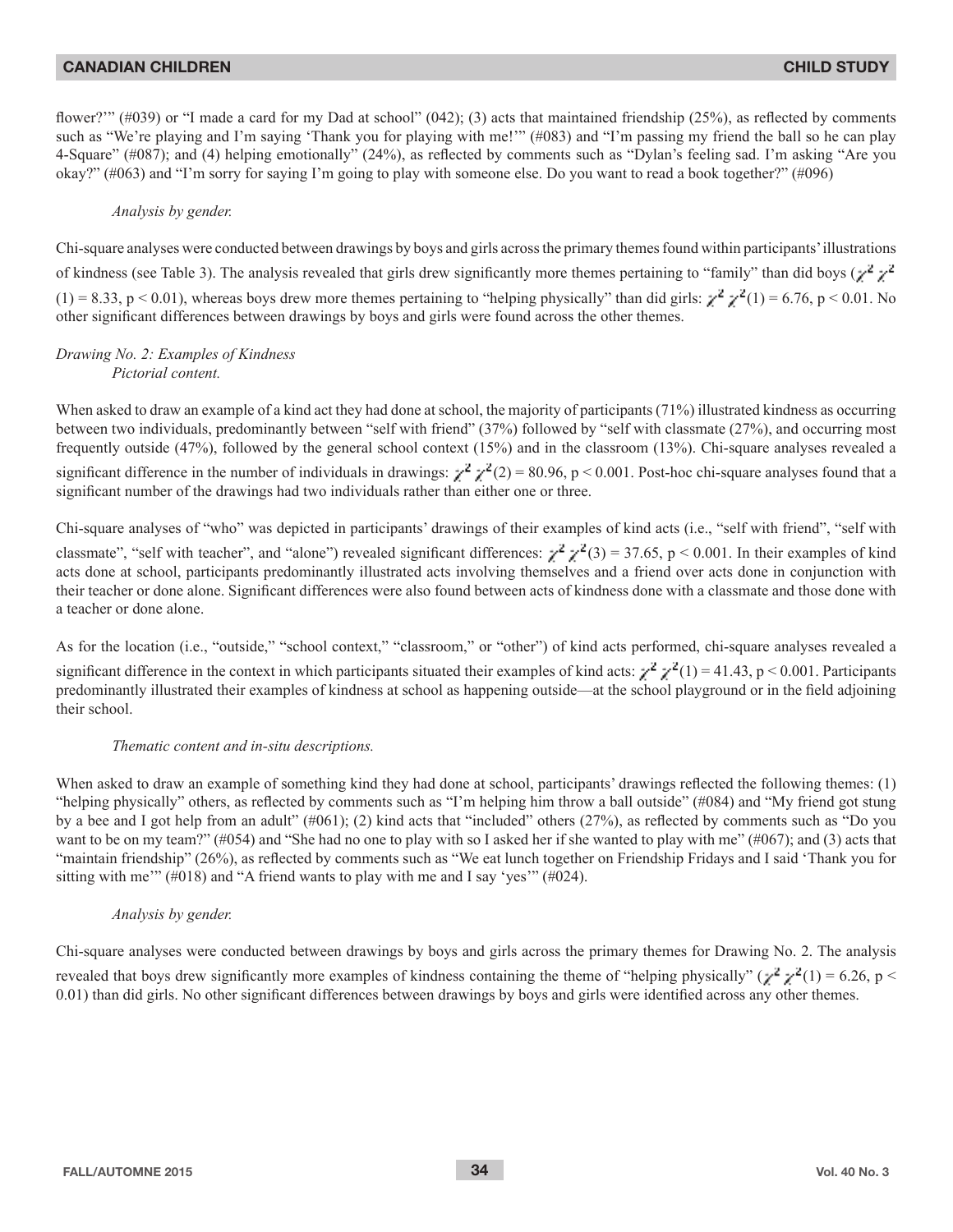flower?'" (#039) or "I made a card for my Dad at school" (042); (3) acts that maintained friendship (25%), as reflected by comments such as "We're playing and I'm saying 'Thank you for playing with me!'" (#083) and "I'm passing my friend the ball so he can play 4-Square" (#087); and (4) helping emotionally" (24%), as reflected by comments such as "Dylan's feeling sad. I'm asking "Are you okay?" (#063) and "I'm sorry for saying I'm going to play with someone else. Do you want to read a book together?" (#096)

*Analysis by gender.*

Chi-square analyses were conducted between drawings by boys and girls across the primary themes found within participants' illustrations of kindness (see Table 3). The analysis revealed that girls drew significantly more themes pertaining to "family" than did boys ($\chi^2$ $\chi^2(1) = 8.33$, $p < 0.01$), whereas boys drew more themes pertaining to "helping physically" than did girls: $\chi^2$ $\chi^2(1) = 6.76$, $p < 0.01$. No other significant differences between drawings by boys and girls were found across the other themes.

*Drawing No. 2: Examples of Kindness*

*Pictorial content.*

When asked to draw an example of a kind act they had done at school, the majority of participants (71%) illustrated kindness as occurring between two individuals, predominantly between "self with friend" (37%) followed by "self with classmate (27%), and occurring most frequently outside (47%), followed by the general school context (15%) and in the classroom (13%). Chi-square analyses revealed a significant difference in the number of individuals in drawings: $\chi^2$ $\chi^2(2) = 80.96$, $p < 0.001$. Post-hoc chi-square analyses found that a significant number of the drawings had two individuals rather than either one or three.

Chi-square analyses of "who" was depicted in participants' drawings of their examples of kind acts (i.e., "self with friend", "self with classmate", "self with teacher", and "alone") revealed significant differences: $\chi^2$ $\chi^2(3) = 37.65$, $p < 0.001$. In their examples of kind acts done at school, participants predominantly illustrated acts involving themselves and a friend over acts done in conjunction with their teacher or done alone. Significant differences were also found between acts of kindness done with a classmate and those done with a teacher or done alone.

As for the location (i.e., "outside," "school context," "classroom," or "other") of kind acts performed, chi-square analyses revealed a significant difference in the context in which participants situated their examples of kind acts: $\chi^2$ $\chi^2(1) = 41.43$, $p < 0.001$. Participants predominantly illustrated their examples of kindness at school as happening outside—at the school playground or in the field adjoining their school.

*Thematic content and in-situ descriptions.*

When asked to draw an example of something kind they had done at school, participants' drawings reflected the following themes: (1) "helping physically" others, as reflected by comments such as "I'm helping him throw a ball outside" (#084) and "My friend got stung by a bee and I got help from an adult" (#061); (2) kind acts that "included" others (27%), as reflected by comments such as "Do you want to be on my team?" (#054) and "She had no one to play with so I asked her if she wanted to play with me" (#067); and (3) acts that "maintain friendship" (26%), as reflected by comments such as "We eat lunch together on Friendship Fridays and I said 'Thank you for sitting with me'" (#018) and "A friend wants to play with me and I say 'yes'" (#024).

*Analysis by gender.*

Chi-square analyses were conducted between drawings by boys and girls across the primary themes for Drawing No. 2. The analysis revealed that boys drew significantly more examples of kindness containing the theme of "helping physically" ($\chi^2$ $\chi^2(1) = 6.26$, $p < 0.01$) than did girls. No other significant differences between drawings by boys and girls were identified across any other themes.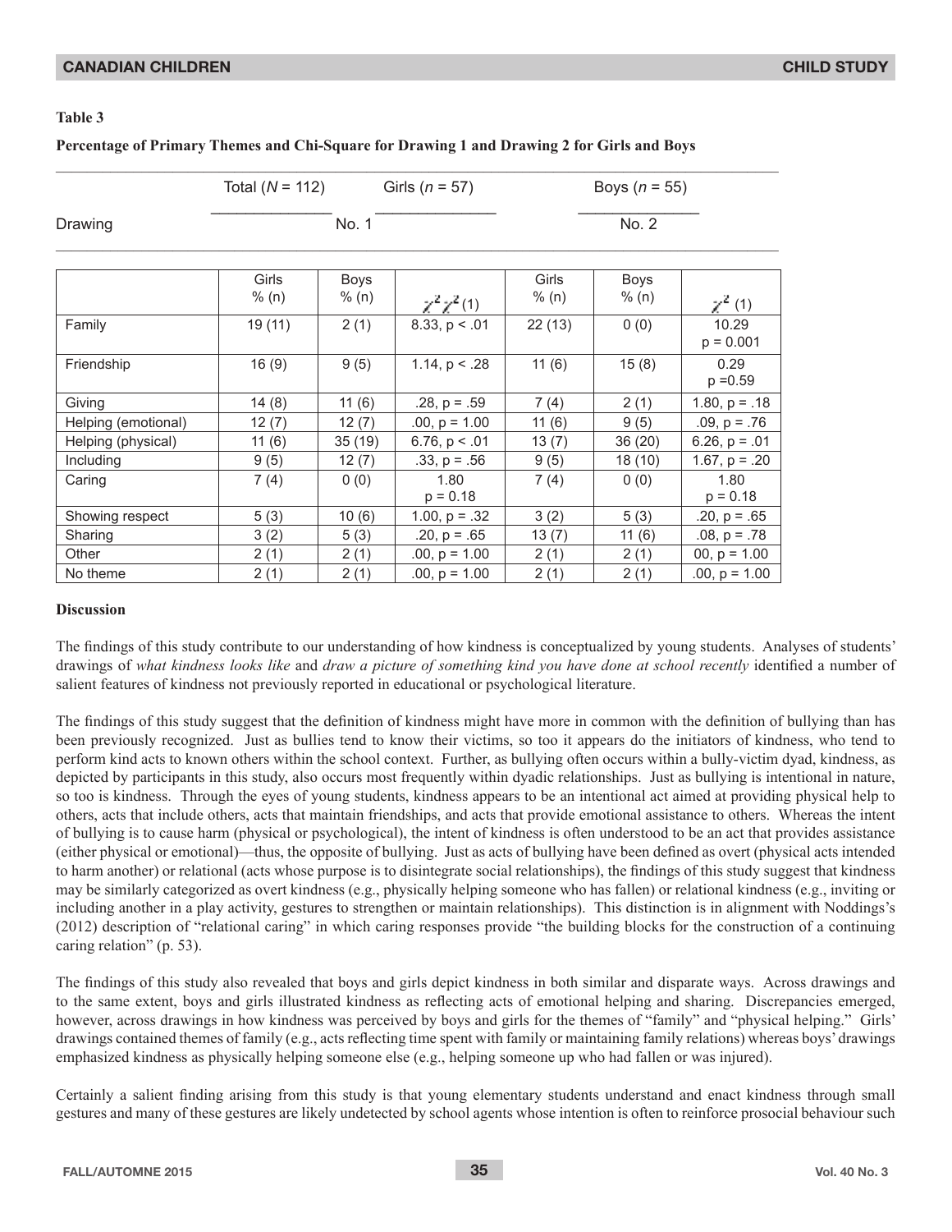**Table 3**

**Percentage of Primary Themes and Chi-Square for Drawing 1 and Drawing 2 for Girls and Boys**

| | Total ($N$ = 112) | Girls ($n$ = 57) | | Boys ($n$ = 55) | | |
|---|---|---|---|---|---|---|
| Drawing | | No. 1 | | | No. 2 | |
| | Girls % (n) | Boys % (n) | $\chi^2 \chi^2$(1) | Girls % (n) | Boys % (n) | $\chi^2$ (1) |
| Family | 19 (11) | 2 (1) | 8.33, $p < .01$ | 22 (13) | 0 (0) | 10.29 $p = 0.001$ |
| Friendship | 16 (9) | 9 (5) | 1.14, $p < .28$ | 11 (6) | 15 (8) | 0.29 $p = 0.59$ |
| Giving | 14 (8) | 11 (6) | .28, $p = .59$ | 7 (4) | 2 (1) | 1.80, $p = .18$ |
| Helping (emotional) | 12 (7) | 12 (7) | .00, $p = 1.00$ | 11 (6) | 9 (5) | .09, $p = .76$ |
| Helping (physical) | 11 (6) | 35 (19) | 6.76, $p < .01$ | 13 (7) | 36 (20) | 6.26, $p = .01$ |
| Including | 9 (5) | 12 (7) | .33, $p = .56$ | 9 (5) | 18 (10) | 1.67, $p = .20$ |
| Caring | 7 (4) | 0 (0) | 1.80 $p = 0.18$ | 7 (4) | 0 (0) | 1.80 $p = 0.18$ |
| Showing respect | 5 (3) | 10 (6) | 1.00, $p = .32$ | 3 (2) | 5 (3) | .20, $p = .65$ |
| Sharing | 3 (2) | 5 (3) | .20, $p = .65$ | 13 (7) | 11 (6) | .08, $p = .78$ |
| Other | 2 (1) | 2 (1) | .00, $p = 1.00$ | 2 (1) | 2 (1) | 00, $p = 1.00$ |
| No theme | 2 (1) | 2 (1) | .00, $p = 1.00$ | 2 (1) | 2 (1) | .00, $p = 1.00$ |

## Discussion

The findings of this study contribute to our understanding of how kindness is conceptualized by young students. Analyses of students' drawings of *what kindness looks like* and *draw a picture of something kind you have done at school recently* identified a number of salient features of kindness not previously reported in educational or psychological literature.

The findings of this study suggest that the definition of kindness might have more in common with the definition of bullying than has been previously recognized. Just as bullies tend to know their victims, so too it appears do the initiators of kindness, who tend to perform kind acts to known others within the school context. Further, as bullying often occurs within a bully-victim dyad, kindness, as depicted by participants in this study, also occurs most frequently within dyadic relationships. Just as bullying is intentional in nature, so too is kindness. Through the eyes of young students, kindness appears to be an intentional act aimed at providing physical help to others, acts that include others, acts that maintain friendships, and acts that provide emotional assistance to others. Whereas the intent of bullying is to cause harm (physical or psychological), the intent of kindness is often understood to be an act that provides assistance (either physical or emotional)—thus, the opposite of bullying. Just as acts of bullying have been defined as overt (physical acts intended to harm another) or relational (acts whose purpose is to disintegrate social relationships), the findings of this study suggest that kindness may be similarly categorized as overt kindness (e.g., physically helping someone who has fallen) or relational kindness (e.g., inviting or including another in a play activity, gestures to strengthen or maintain relationships). This distinction is in alignment with Noddings's (2012) description of "relational caring" in which caring responses provide "the building blocks for the construction of a continuing caring relation" (p. 53).

The findings of this study also revealed that boys and girls depict kindness in both similar and disparate ways. Across drawings and to the same extent, boys and girls illustrated kindness as reflecting acts of emotional helping and sharing. Discrepancies emerged, however, across drawings in how kindness was perceived by boys and girls for the themes of "family" and "physical helping." Girls' drawings contained themes of family (e.g., acts reflecting time spent with family or maintaining family relations) whereas boys' drawings emphasized kindness as physically helping someone else (e.g., helping someone up who had fallen or was injured).

Certainly a salient finding arising from this study is that young elementary students understand and enact kindness through small gestures and many of these gestures are likely undetected by school agents whose intention is often to reinforce prosocial behaviour such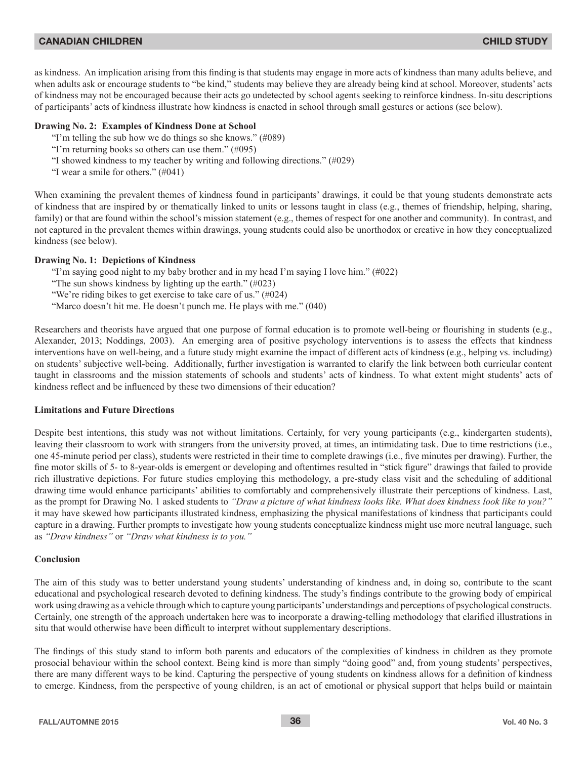as kindness. An implication arising from this finding is that students may engage in more acts of kindness than many adults believe, and when adults ask or encourage students to "be kind," students may believe they are already being kind at school. Moreover, students' acts of kindness may not be encouraged because their acts go undetected by school agents seeking to reinforce kindness. In-situ descriptions of participants' acts of kindness illustrate how kindness is enacted in school through small gestures or actions (see below).

**Drawing No. 2: Examples of Kindness Done at School**

"I'm telling the sub how we do things so she knows." (#089)
"I'm returning books so others can use them." (#095)
"I showed kindness to my teacher by writing and following directions." (#029)
"I wear a smile for others." (#041)

When examining the prevalent themes of kindness found in participants' drawings, it could be that young students demonstrate acts of kindness that are inspired by or thematically linked to units or lessons taught in class (e.g., themes of friendship, helping, sharing, family) or that are found within the school's mission statement (e.g., themes of respect for one another and community). In contrast, and not captured in the prevalent themes within drawings, young students could also be unorthodox or creative in how they conceptualized kindness (see below).

**Drawing No. 1: Depictions of Kindness**

"I'm saying good night to my baby brother and in my head I'm saying I love him." (#022)
"The sun shows kindness by lighting up the earth." (#023)
"We're riding bikes to get exercise to take care of us." (#024)
"Marco doesn't hit me. He doesn't punch me. He plays with me." (040)

Researchers and theorists have argued that one purpose of formal education is to promote well-being or flourishing in students (e.g., Alexander, 2013; Noddings, 2003). An emerging area of positive psychology interventions is to assess the effects that kindness interventions have on well-being, and a future study might examine the impact of different acts of kindness (e.g., helping vs. including) on students' subjective well-being. Additionally, further investigation is warranted to clarify the link between both curricular content taught in classrooms and the mission statements of schools and students' acts of kindness. To what extent might students' acts of kindness reflect and be influenced by these two dimensions of their education?

**Limitations and Future Directions**

Despite best intentions, this study was not without limitations. Certainly, for very young participants (e.g., kindergarten students), leaving their classroom to work with strangers from the university proved, at times, an intimidating task. Due to time restrictions (i.e., one 45-minute period per class), students were restricted in their time to complete drawings (i.e., five minutes per drawing). Further, the fine motor skills of 5- to 8-year-olds is emergent or developing and oftentimes resulted in "stick figure" drawings that failed to provide rich illustrative depictions. For future studies employing this methodology, a pre-study class visit and the scheduling of additional drawing time would enhance participants' abilities to comfortably and comprehensively illustrate their perceptions of kindness. Last, as the prompt for Drawing No. 1 asked students to *"Draw a picture of what kindness looks like. What does kindness look like to you?"* it may have skewed how participants illustrated kindness, emphasizing the physical manifestations of kindness that participants could capture in a drawing. Further prompts to investigate how young students conceptualize kindness might use more neutral language, such as *"Draw kindness"* or *"Draw what kindness is to you."*

**Conclusion**

The aim of this study was to better understand young students' understanding of kindness and, in doing so, contribute to the scant educational and psychological research devoted to defining kindness. The study's findings contribute to the growing body of empirical work using drawing as a vehicle through which to capture young participants' understandings and perceptions of psychological constructs. Certainly, one strength of the approach undertaken here was to incorporate a drawing-telling methodology that clarified illustrations in situ that would otherwise have been difficult to interpret without supplementary descriptions.

The findings of this study stand to inform both parents and educators of the complexities of kindness in children as they promote prosocial behaviour within the school context. Being kind is more than simply "doing good" and, from young students' perspectives, there are many different ways to be kind. Capturing the perspective of young students on kindness allows for a definition of kindness to emerge. Kindness, from the perspective of young children, is an act of emotional or physical support that helps build or maintain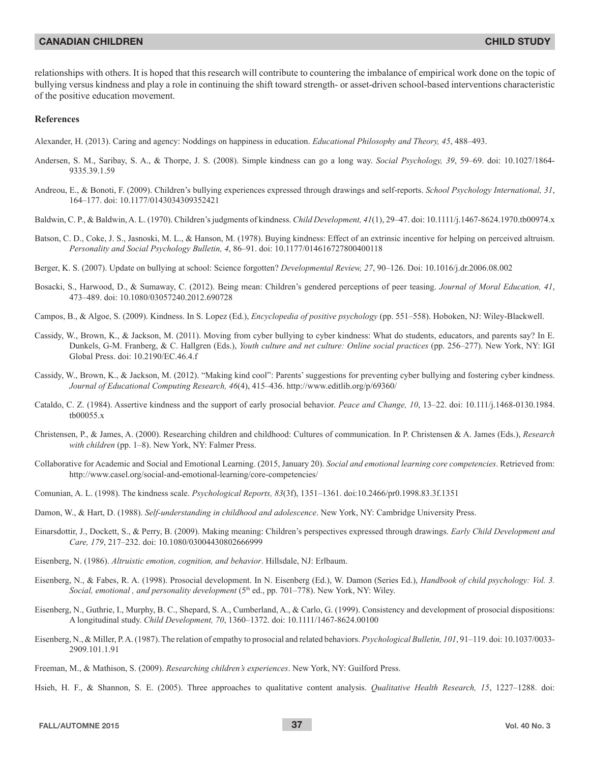relationships with others. It is hoped that this research will contribute to countering the imbalance of empirical work done on the topic of bullying versus kindness and play a role in continuing the shift toward strength- or asset-driven school-based interventions characteristic of the positive education movement.

**References**

Alexander, H. (2013). Caring and agency: Noddings on happiness in education. *Educational Philosophy and Theory, 45*, 488–493.

Andersen, S. M., Saribay, S. A., & Thorpe, J. S. (2008). Simple kindness can go a long way. *Social Psychology, 39*, 59–69. doi: 10.1027/1864-9335.39.1.59

Andreou, E., & Bonoti, F. (2009). Children's bullying experiences expressed through drawings and self-reports. *School Psychology International, 31*, 164–177. doi: 10.1177/0143034309352421

Baldwin, C. P., & Baldwin, A. L. (1970). Children's judgments of kindness. *Child Development, 41*(1), 29–47. doi: 10.1111/j.1467-8624.1970.tb00974.x

Batson, C. D., Coke, J. S., Jasnoski, M. L., & Hanson, M. (1978). Buying kindness: Effect of an extrinsic incentive for helping on perceived altruism. *Personality and Social Psychology Bulletin, 4*, 86–91. doi: 10.1177/014616727800400118

Berger, K. S. (2007). Update on bullying at school: Science forgotten? *Developmental Review, 27*, 90–126. Doi: 10.1016/j.dr.2006.08.002

Bosacki, S., Harwood, D., & Sumaway, C. (2012). Being mean: Children's gendered perceptions of peer teasing. *Journal of Moral Education, 41*, 473–489. doi: 10.1080/03057240.2012.690728

Campos, B., & Algoe, S. (2009). Kindness. In S. Lopez (Ed.), *Encyclopedia of positive psychology* (pp. 551–558). Hoboken, NJ: Wiley-Blackwell.

Cassidy, W., Brown, K., & Jackson, M. (2011). Moving from cyber bullying to cyber kindness: What do students, educators, and parents say? In E. Dunkels, G-M. Franberg, & C. Hallgren (Eds.), *Youth culture and net culture: Online social practices* (pp. 256–277). New York, NY: IGI Global Press. doi: 10.2190/EC.46.4.f

Cassidy, W., Brown, K., & Jackson, M. (2012). "Making kind cool": Parents' suggestions for preventing cyber bullying and fostering cyber kindness. *Journal of Educational Computing Research, 46*(4), 415–436. http://www.editlib.org/p/69360/

Cataldo, C. Z. (1984). Assertive kindness and the support of early prosocial behavior. *Peace and Change, 10*, 13–22. doi: 10.111/j.1468-0130.1984.tb00055.x

Christensen, P., & James, A. (2000). Researching children and childhood: Cultures of communication. In P. Christensen & A. James (Eds.), *Research with children* (pp. 1–8). New York, NY: Falmer Press.

Collaborative for Academic and Social and Emotional Learning. (2015, January 20). *Social and emotional learning core competencies*. Retrieved from: http://www.casel.org/social-and-emotional-learning/core-competencies/

Comunian, A. L. (1998). The kindness scale. *Psychological Reports, 83*(3f), 1351–1361. doi:10.2466/pr0.1998.83.3f.1351

Damon, W., & Hart, D. (1988). *Self-understanding in childhood and adolescence*. New York, NY: Cambridge University Press.

Einarsdottir, J., Dockett, S., & Perry, B. (2009). Making meaning: Children's perspectives expressed through drawings. *Early Child Development and Care, 179*, 217–232. doi: 10.1080/03004430802666999

Eisenberg, N. (1986). *Altruistic emotion, cognition, and behavior*. Hillsdale, NJ: Erlbaum.

Eisenberg, N., & Fabes, R. A. (1998). Prosocial development. In N. Eisenberg (Ed.), W. Damon (Series Ed.), *Handbook of child psychology: Vol. 3. Social, emotional , and personality development* (5th ed., pp. 701–778). New York, NY: Wiley.

Eisenberg, N., Guthrie, I., Murphy, B. C., Shepard, S. A., Cumberland, A., & Carlo, G. (1999). Consistency and development of prosocial dispositions: A longitudinal study. *Child Development, 70*, 1360–1372. doi: 10.1111/1467-8624.00100

Eisenberg, N., & Miller, P. A. (1987). The relation of empathy to prosocial and related behaviors. *Psychological Bulletin, 101*, 91–119. doi: 10.1037/0033-2909.101.1.91

Freeman, M., & Mathison, S. (2009). *Researching children's experiences*. New York, NY: Guilford Press.

Hsieh, H. F., & Shannon, S. E. (2005). Three approaches to qualitative content analysis. *Qualitative Health Research, 15*, 1227–1288. doi: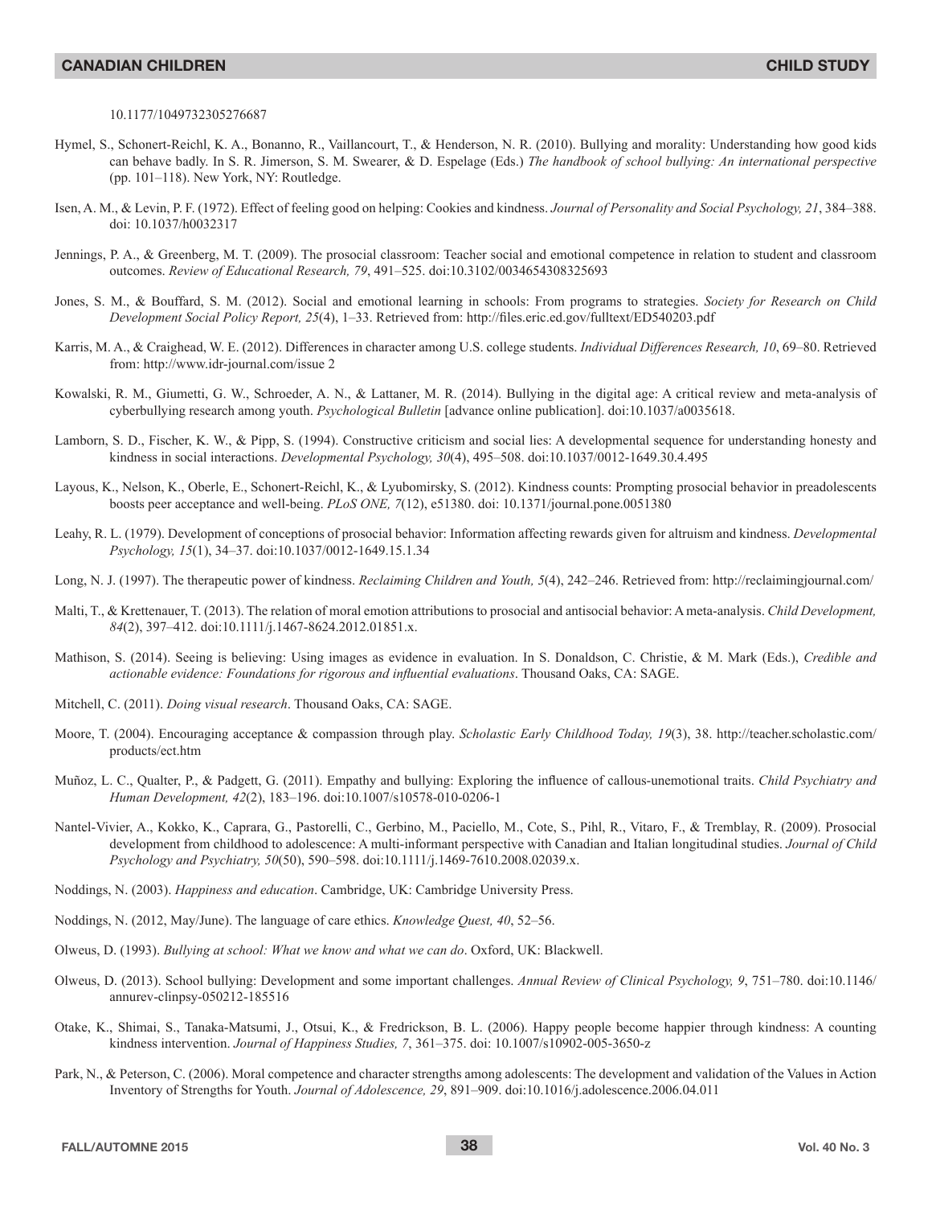10.1177/1049732305276687

Hymel, S., Schonert-Reichl, K. A., Bonanno, R., Vaillancourt, T., & Henderson, N. R. (2010). Bullying and morality: Understanding how good kids can behave badly. In S. R. Jimerson, S. M. Swearer, & D. Espelage (Eds.) *The handbook of school bullying: An international perspective* (pp. 101–118). New York, NY: Routledge.

Isen, A. M., & Levin, P. F. (1972). Effect of feeling good on helping: Cookies and kindness. *Journal of Personality and Social Psychology, 21*, 384–388. doi: 10.1037/h0032317

Jennings, P. A., & Greenberg, M. T. (2009). The prosocial classroom: Teacher social and emotional competence in relation to student and classroom outcomes. *Review of Educational Research, 79*, 491–525. doi:10.3102/0034654308325693

Jones, S. M., & Bouffard, S. M. (2012). Social and emotional learning in schools: From programs to strategies. *Society for Research on Child Development Social Policy Report, 25*(4), 1–33. Retrieved from: http://files.eric.ed.gov/fulltext/ED540203.pdf

Karris, M. A., & Craighead, W. E. (2012). Differences in character among U.S. college students. *Individual Differences Research, 10*, 69–80. Retrieved from: http://www.idr-journal.com/issue 2

Kowalski, R. M., Giumetti, G. W., Schroeder, A. N., & Lattaner, M. R. (2014). Bullying in the digital age: A critical review and meta-analysis of cyberbullying research among youth. *Psychological Bulletin* [advance online publication]. doi:10.1037/a0035618.

Lamborn, S. D., Fischer, K. W., & Pipp, S. (1994). Constructive criticism and social lies: A developmental sequence for understanding honesty and kindness in social interactions. *Developmental Psychology, 30*(4), 495–508. doi:10.1037/0012-1649.30.4.495

Layous, K., Nelson, K., Oberle, E., Schonert-Reichl, K., & Lyubomirsky, S. (2012). Kindness counts: Prompting prosocial behavior in preadolescents boosts peer acceptance and well-being. *PLoS ONE, 7*(12), e51380. doi: 10.1371/journal.pone.0051380

Leahy, R. L. (1979). Development of conceptions of prosocial behavior: Information affecting rewards given for altruism and kindness. *Developmental Psychology, 15*(1), 34–37. doi:10.1037/0012-1649.15.1.34

Long, N. J. (1997). The therapeutic power of kindness. *Reclaiming Children and Youth, 5*(4), 242–246. Retrieved from: http://reclaimingjournal.com/

Malti, T., & Krettenauer, T. (2013). The relation of moral emotion attributions to prosocial and antisocial behavior: A meta-analysis. *Child Development, 84*(2), 397–412. doi:10.1111/j.1467-8624.2012.01851.x.

Mathison, S. (2014). Seeing is believing: Using images as evidence in evaluation. In S. Donaldson, C. Christie, & M. Mark (Eds.), *Credible and actionable evidence: Foundations for rigorous and influential evaluations*. Thousand Oaks, CA: SAGE.

Mitchell, C. (2011). *Doing visual research*. Thousand Oaks, CA: SAGE.

Moore, T. (2004). Encouraging acceptance & compassion through play. *Scholastic Early Childhood Today, 19*(3), 38. http://teacher.scholastic.com/products/ect.htm

Muñoz, L. C., Qualter, P., & Padgett, G. (2011). Empathy and bullying: Exploring the influence of callous-unemotional traits. *Child Psychiatry and Human Development, 42*(2), 183–196. doi:10.1007/s10578-010-0206-1

Nantel-Vivier, A., Kokko, K., Caprara, G., Pastorelli, C., Gerbino, M., Paciello, M., Cote, S., Pihl, R., Vitaro, F., & Tremblay, R. (2009). Prosocial development from childhood to adolescence: A multi-informant perspective with Canadian and Italian longitudinal studies. *Journal of Child Psychology and Psychiatry, 50*(50), 590–598. doi:10.1111/j.1469-7610.2008.02039.x.

Noddings, N. (2003). *Happiness and education*. Cambridge, UK: Cambridge University Press.

Noddings, N. (2012, May/June). The language of care ethics. *Knowledge Quest, 40*, 52–56.

Olweus, D. (1993). *Bullying at school: What we know and what we can do*. Oxford, UK: Blackwell.

Olweus, D. (2013). School bullying: Development and some important challenges. *Annual Review of Clinical Psychology, 9*, 751–780. doi:10.1146/annurev-clinpsy-050212-185516

Otake, K., Shimai, S., Tanaka-Matsumi, J., Otsui, K., & Fredrickson, B. L. (2006). Happy people become happier through kindness: A counting kindness intervention. *Journal of Happiness Studies, 7*, 361–375. doi: 10.1007/s10902-005-3650-z

Park, N., & Peterson, C. (2006). Moral competence and character strengths among adolescents: The development and validation of the Values in Action Inventory of Strengths for Youth. *Journal of Adolescence, 29*, 891–909. doi:10.1016/j.adolescence.2006.04.011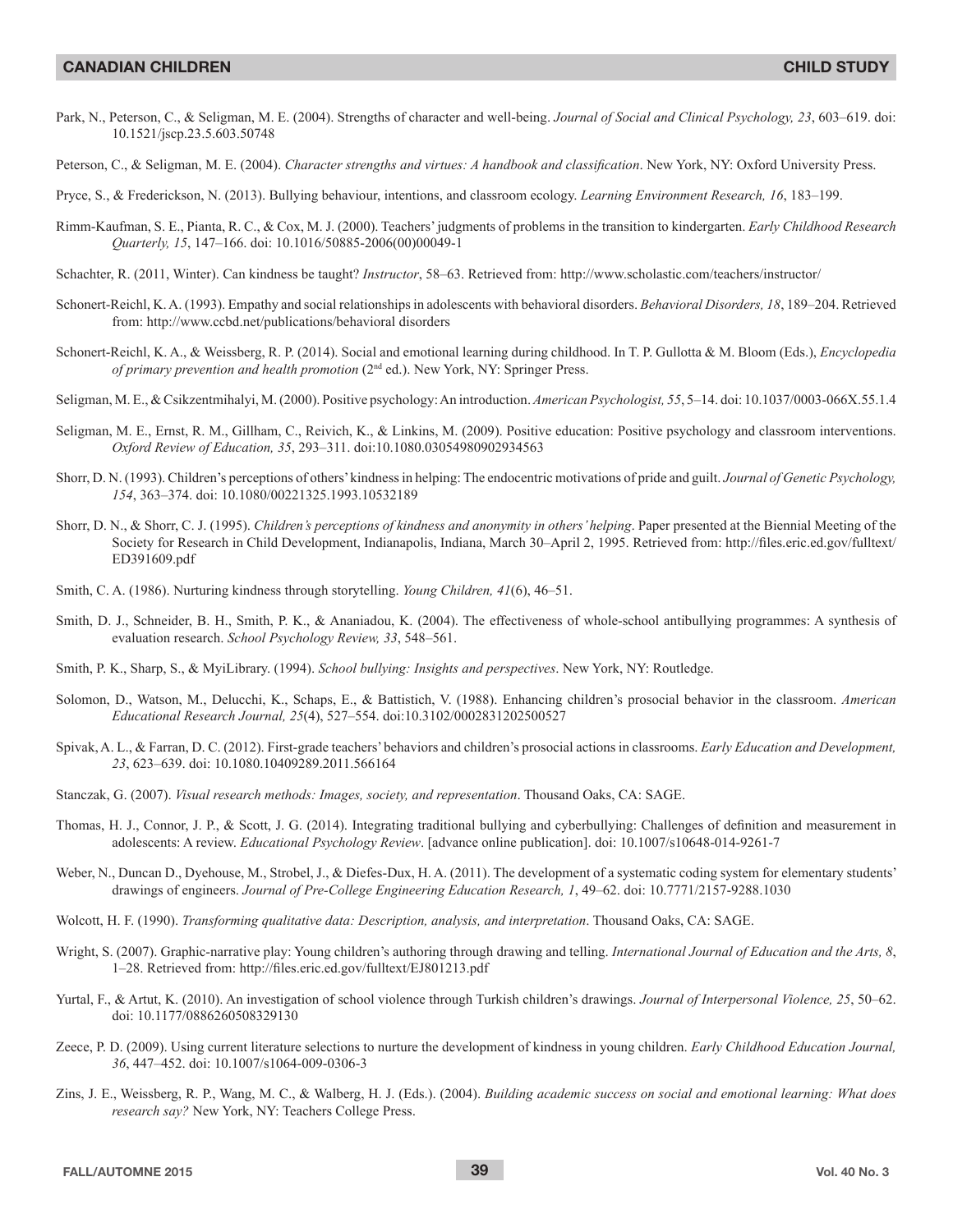Park, N., Peterson, C., & Seligman, M. E. (2004). Strengths of character and well-being. *Journal of Social and Clinical Psychology, 23*, 603–619. doi: 10.1521/jscp.23.5.603.50748

Peterson, C., & Seligman, M. E. (2004). *Character strengths and virtues: A handbook and classification*. New York, NY: Oxford University Press.

Pryce, S., & Frederickson, N. (2013). Bullying behaviour, intentions, and classroom ecology. *Learning Environment Research, 16*, 183–199.

Rimm-Kaufman, S. E., Pianta, R. C., & Cox, M. J. (2000). Teachers' judgments of problems in the transition to kindergarten. *Early Childhood Research Quarterly, 15*, 147–166. doi: 10.1016/50885-2006(00)00049-1

Schachter, R. (2011, Winter). Can kindness be taught? *Instructor*, 58–63. Retrieved from: http://www.scholastic.com/teachers/instructor/

Schonert-Reichl, K. A. (1993). Empathy and social relationships in adolescents with behavioral disorders. *Behavioral Disorders, 18*, 189–204. Retrieved from: http://www.ccbd.net/publications/behavioral disorders

Schonert-Reichl, K. A., & Weissberg, R. P. (2014). Social and emotional learning during childhood. In T. P. Gullotta & M. Bloom (Eds.), *Encyclopedia of primary prevention and health promotion* (2nd ed.). New York, NY: Springer Press.

Seligman, M. E., & Csikzentmihalyi, M. (2000). Positive psychology: An introduction. *American Psychologist, 55*, 5–14. doi: 10.1037/0003-066X.55.1.4

Seligman, M. E., Ernst, R. M., Gillham, C., Reivich, K., & Linkins, M. (2009). Positive education: Positive psychology and classroom interventions. *Oxford Review of Education, 35*, 293–311. doi:10.1080.03054980902934563

Shorr, D. N. (1993). Children's perceptions of others' kindness in helping: The endocentric motivations of pride and guilt. *Journal of Genetic Psychology, 154*, 363–374. doi: 10.1080/00221325.1993.10532189

Shorr, D. N., & Shorr, C. J. (1995). *Children's perceptions of kindness and anonymity in others' helping*. Paper presented at the Biennial Meeting of the Society for Research in Child Development, Indianapolis, Indiana, March 30–April 2, 1995. Retrieved from: http://files.eric.ed.gov/fulltext/ED391609.pdf

Smith, C. A. (1986). Nurturing kindness through storytelling. *Young Children, 41*(6), 46–51.

Smith, D. J., Schneider, B. H., Smith, P. K., & Ananiadou, K. (2004). The effectiveness of whole-school antibullying programmes: A synthesis of evaluation research. *School Psychology Review, 33*, 548–561.

Smith, P. K., Sharp, S., & MyiLibrary. (1994). *School bullying: Insights and perspectives*. New York, NY: Routledge.

Solomon, D., Watson, M., Delucchi, K., Schaps, E., & Battistich, V. (1988). Enhancing children's prosocial behavior in the classroom. *American Educational Research Journal, 25*(4), 527–554. doi:10.3102/0002831202500527

Spivak, A. L., & Farran, D. C. (2012). First-grade teachers' behaviors and children's prosocial actions in classrooms. *Early Education and Development, 23*, 623–639. doi: 10.1080.10409289.2011.566164

Stanczak, G. (2007). *Visual research methods: Images, society, and representation*. Thousand Oaks, CA: SAGE.

Thomas, H. J., Connor, J. P., & Scott, J. G. (2014). Integrating traditional bullying and cyberbullying: Challenges of definition and measurement in adolescents: A review. *Educational Psychology Review*. [advance online publication]. doi: 10.1007/s10648-014-9261-7

Weber, N., Duncan D., Dyehouse, M., Strobel, J., & Diefes-Dux, H. A. (2011). The development of a systematic coding system for elementary students' drawings of engineers. *Journal of Pre-College Engineering Education Research, 1*, 49–62. doi: 10.7771/2157-9288.1030

Wolcott, H. F. (1990). *Transforming qualitative data: Description, analysis, and interpretation*. Thousand Oaks, CA: SAGE.

Wright, S. (2007). Graphic-narrative play: Young children's authoring through drawing and telling. *International Journal of Education and the Arts, 8*, 1–28. Retrieved from: http://files.eric.ed.gov/fulltext/EJ801213.pdf

Yurtal, F., & Artut, K. (2010). An investigation of school violence through Turkish children's drawings. *Journal of Interpersonal Violence, 25*, 50–62. doi: 10.1177/0886260508329130

Zeece, P. D. (2009). Using current literature selections to nurture the development of kindness in young children. *Early Childhood Education Journal, 36*, 447–452. doi: 10.1007/s1064-009-0306-3

Zins, J. E., Weissberg, R. P., Wang, M. C., & Walberg, H. J. (Eds.). (2004). *Building academic success on social and emotional learning: What does research say?* New York, NY: Teachers College Press.